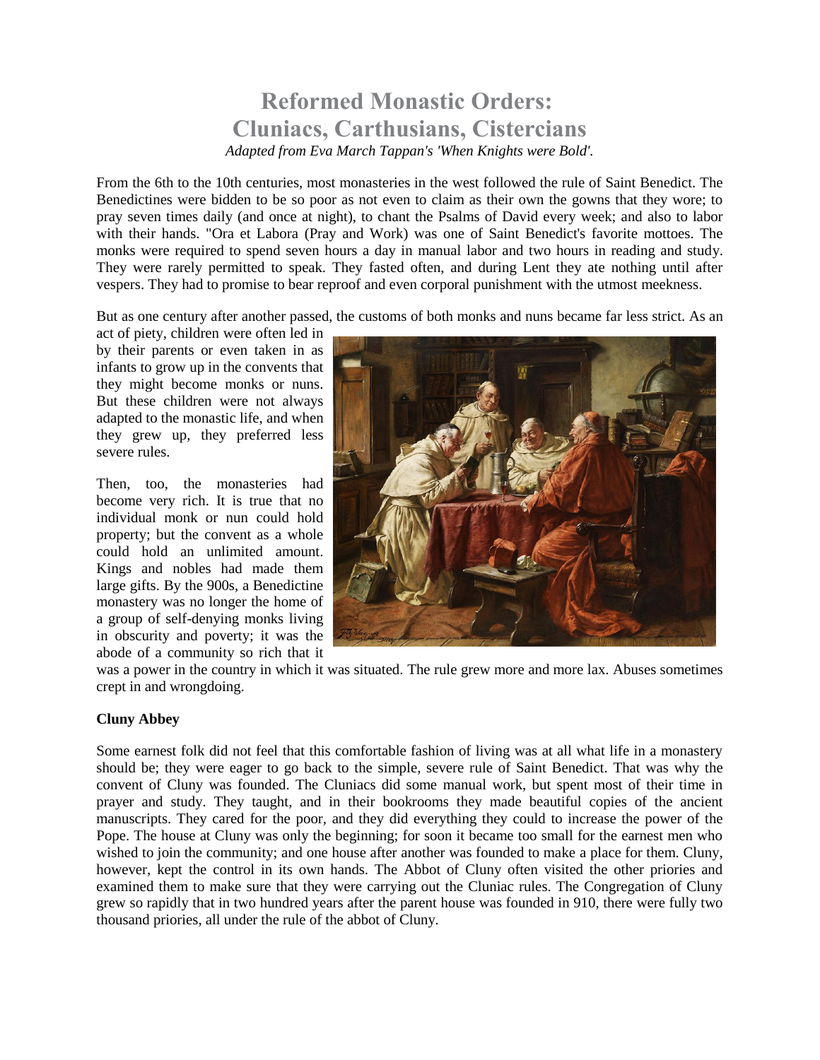# Reformed Monastic Orders: Cluniacs, Carthusians, Cistercians

*Adapted from Eva March Tappan's 'When Knights were Bold'.*

From the 6th to the 10th centuries, most monasteries in the west followed the rule of Saint Benedict. The Benedictines were bidden to be so poor as not even to claim as their own the gowns that they wore; to pray seven times daily (and once at night), to chant the Psalms of David every week; and also to labor with their hands. "Ora et Labora (Pray and Work) was one of Saint Benedict's favorite mottoes. The monks were required to spend seven hours a day in manual labor and two hours in reading and study. They were rarely permitted to speak. They fasted often, and during Lent they ate nothing until after vespers. They had to promise to bear reproof and even corporal punishment with the utmost meekness.

But as one century after another passed, the customs of both monks and nuns became far less strict. As an act of piety, children were often led in by their parents or even taken in as infants to grow up in the convents that they might become monks or nuns. But these children were not always adapted to the monastic life, and when they grew up, they preferred less severe rules.

Then, too, the monasteries had become very rich. It is true that no individual monk or nun could hold property; but the convent as a whole could hold an unlimited amount. Kings and nobles had made them large gifts. By the 900s, a Benedictine monastery was no longer the home of a group of self-denying monks living in obscurity and poverty; it was the abode of a community so rich that it was a power in the country in which it was situated. The rule grew more and more lax. Abuses sometimes crept in and wrongdoing.

**Cluny Abbey**

Some earnest folk did not feel that this comfortable fashion of living was at all what life in a monastery should be; they were eager to go back to the simple, severe rule of Saint Benedict. That was why the convent of Cluny was founded. The Cluniacs did some manual work, but spent most of their time in prayer and study. They taught, and in their bookrooms they made beautiful copies of the ancient manuscripts. They cared for the poor, and they did everything they could to increase the power of the Pope. The house at Cluny was only the beginning; for soon it became too small for the earnest men who wished to join the community; and one house after another was founded to make a place for them. Cluny, however, kept the control in its own hands. The Abbot of Cluny often visited the other priories and examined them to make sure that they were carrying out the Cluniac rules. The Congregation of Cluny grew so rapidly that in two hundred years after the parent house was founded in 910, there were fully two thousand priories, all under the rule of the abbot of Cluny.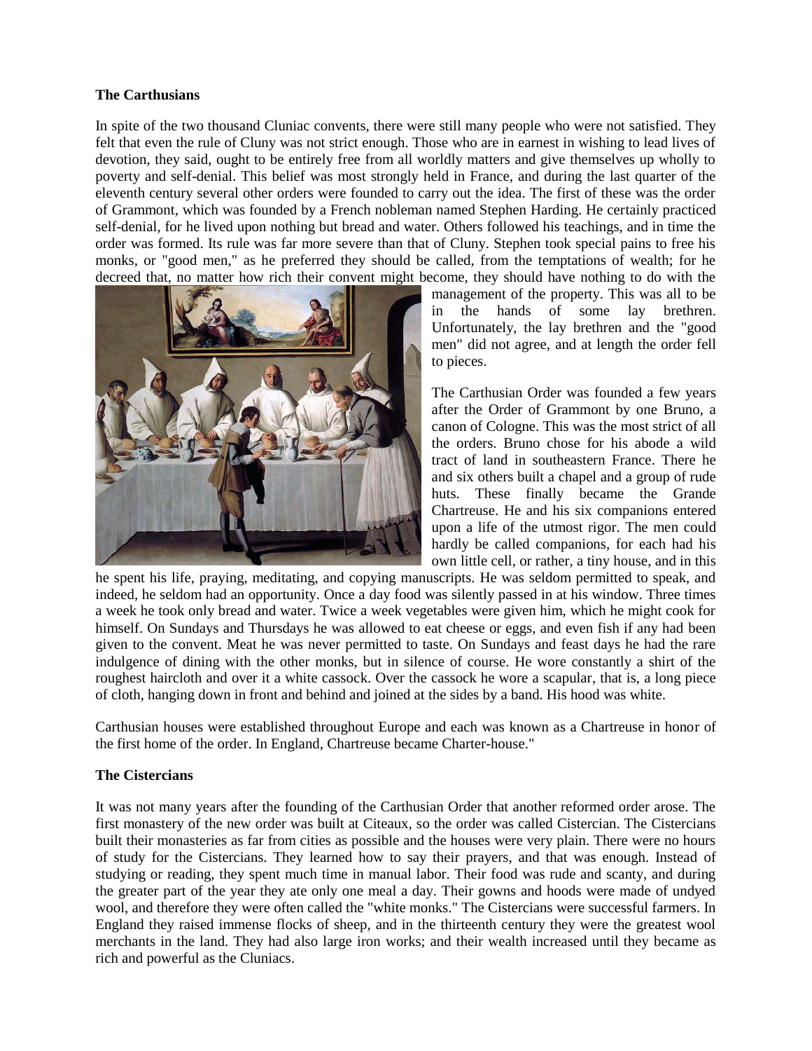### The Carthusians

In spite of the two thousand Cluniac convents, there were still many people who were not satisfied. They felt that even the rule of Cluny was not strict enough. Those who are in earnest in wishing to lead lives of devotion, they said, ought to be entirely free from all worldly matters and give themselves up wholly to poverty and self-denial. This belief was most strongly held in France, and during the last quarter of the eleventh century several other orders were founded to carry out the idea. The first of these was the order of Grammont, which was founded by a French nobleman named Stephen Harding. He certainly practiced self-denial, for he lived upon nothing but bread and water. Others followed his teachings, and in time the order was formed. Its rule was far more severe than that of Cluny. Stephen took special pains to free his monks, or "good men," as he preferred they should be called, from the temptations of wealth; for he decreed that, no matter how rich their convent might become, they should have nothing to do with the management of the property. This was all to be in the hands of some lay brethren. Unfortunately, the lay brethren and the "good men" did not agree, and at length the order fell to pieces.

The Carthusian Order was founded a few years after the Order of Grammont by one Bruno, a canon of Cologne. This was the most strict of all the orders. Bruno chose for his abode a wild tract of land in southeastern France. There he and six others built a chapel and a group of rude huts. These finally became the Grande Chartreuse. He and his six companions entered upon a life of the utmost rigor. The men could hardly be called companions, for each had his own little cell, or rather, a tiny house, and in this he spent his life, praying, meditating, and copying manuscripts. He was seldom permitted to speak, and indeed, he seldom had an opportunity. Once a day food was silently passed in at his window. Three times a week he took only bread and water. Twice a week vegetables were given him, which he might cook for himself. On Sundays and Thursdays he was allowed to eat cheese or eggs, and even fish if any had been given to the convent. Meat he was never permitted to taste. On Sundays and feast days he had the rare indulgence of dining with the other monks, but in silence of course. He wore constantly a shirt of the roughest haircloth and over it a white cassock. Over the cassock he wore a scapular, that is, a long piece of cloth, hanging down in front and behind and joined at the sides by a band. His hood was white.

Carthusian houses were established throughout Europe and each was known as a Chartreuse in honor of the first home of the order. In England, Chartreuse became Charter-house."

### The Cistercians

It was not many years after the founding of the Carthusian Order that another reformed order arose. The first monastery of the new order was built at Citeaux, so the order was called Cistercian. The Cistercians built their monasteries as far from cities as possible and the houses were very plain. There were no hours of study for the Cistercians. They learned how to say their prayers, and that was enough. Instead of studying or reading, they spent much time in manual labor. Their food was rude and scanty, and during the greater part of the year they ate only one meal a day. Their gowns and hoods were made of undyed wool, and therefore they were often called the "white monks." The Cistercians were successful farmers. In England they raised immense flocks of sheep, and in the thirteenth century they were the greatest wool merchants in the land. They had also large iron works; and their wealth increased until they became as rich and powerful as the Cluniacs.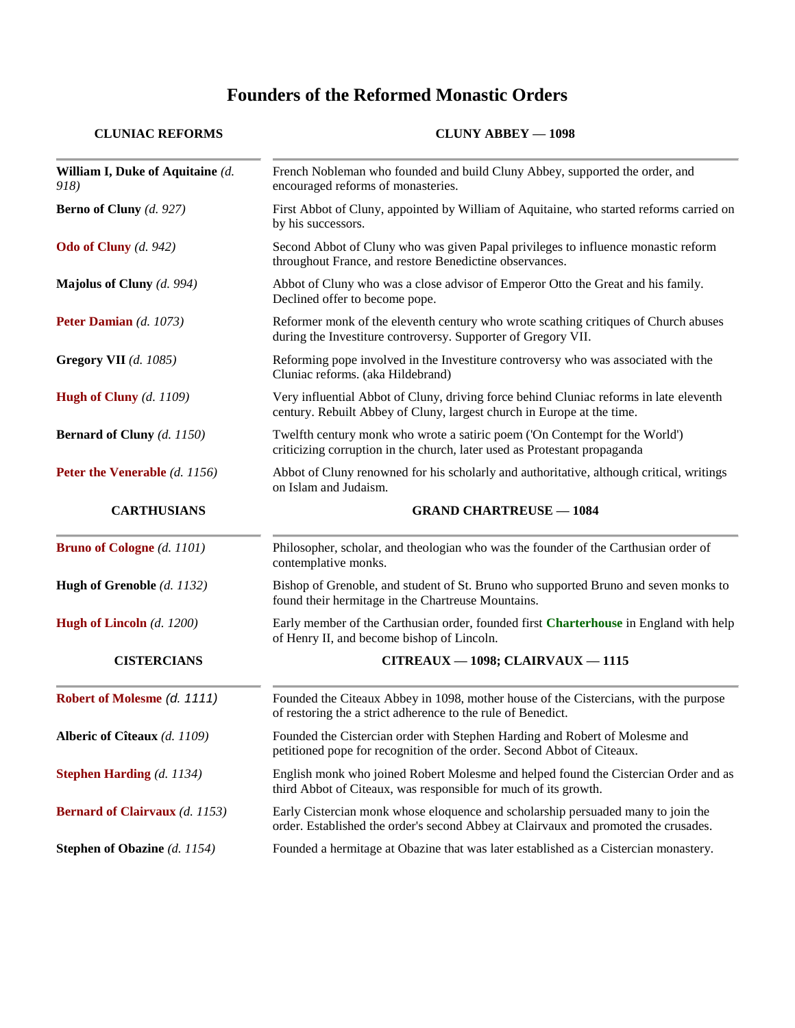# Founders of the Reformed Monastic Orders

| CLUNIAC REFORMS | CLUNY ABBEY — 1098 |
|---|---|
| **William I, Duke of Aquitaine** *(d. 918)* | French Nobleman who founded and build Cluny Abbey, supported the order, and encouraged reforms of monasteries. |
| **Berno of Cluny** *(d. 927)* | First Abbot of Cluny, appointed by William of Aquitaine, who started reforms carried on by his successors. |
| **Odo of Cluny** *(d. 942)* | Second Abbot of Cluny who was given Papal privileges to influence monastic reform throughout France, and restore Benedictine observances. |
| **Majolus of Cluny** *(d. 994)* | Abbot of Cluny who was a close advisor of Emperor Otto the Great and his family. Declined offer to become pope. |
| **Peter Damian** *(d. 1073)* | Reformer monk of the eleventh century who wrote scathing critiques of Church abuses during the Investiture controversy. Supporter of Gregory VII. |
| **Gregory VII** *(d. 1085)* | Reforming pope involved in the Investiture controversy who was associated with the Cluniac reforms. (aka Hildebrand) |
| **Hugh of Cluny** *(d. 1109)* | Very influential Abbot of Cluny, driving force behind Cluniac reforms in late eleventh century. Rebuilt Abbey of Cluny, largest church in Europe at the time. |
| **Bernard of Cluny** *(d. 1150)* | Twelfth century monk who wrote a satiric poem ('On Contempt for the World') criticizing corruption in the church, later used as Protestant propaganda |
| **Peter the Venerable** *(d. 1156)* | Abbot of Cluny renowned for his scholarly and authoritative, although critical, writings on Islam and Judaism. |
| **CARTHUSIANS** | **GRAND CHARTREUSE — 1084** |
| **Bruno of Cologne** *(d. 1101)* | Philosopher, scholar, and theologian who was the founder of the Carthusian order of contemplative monks. |
| **Hugh of Grenoble** *(d. 1132)* | Bishop of Grenoble, and student of St. Bruno who supported Bruno and seven monks to found their hermitage in the Chartreuse Mountains. |
| **Hugh of Lincoln** *(d. 1200)* | Early member of the Carthusian order, founded first **Charterhouse** in England with help of Henry II, and become bishop of Lincoln. |
| **CISTERCIANS** | **CITREAUX — 1098; CLAIRVAUX — 1115** |
| **Robert of Molesme** *(d. 1111)* | Founded the Citeaux Abbey in 1098, mother house of the Cistercians, with the purpose of restoring the a strict adherence to the rule of Benedict. |
| **Alberic of Cîteaux** *(d. 1109)* | Founded the Cistercian order with Stephen Harding and Robert of Molesme and petitioned pope for recognition of the order. Second Abbot of Citeaux. |
| **Stephen Harding** *(d. 1134)* | English monk who joined Robert Molesme and helped found the Cistercian Order and as third Abbot of Citeaux, was responsible for much of its growth. |
| **Bernard of Clairvaux** *(d. 1153)* | Early Cistercian monk whose eloquence and scholarship persuaded many to join the order. Established the order's second Abbey at Clairvaux and promoted the crusades. |
| **Stephen of Obazine** *(d. 1154)* | Founded a hermitage at Obazine that was later established as a Cistercian monastery. |